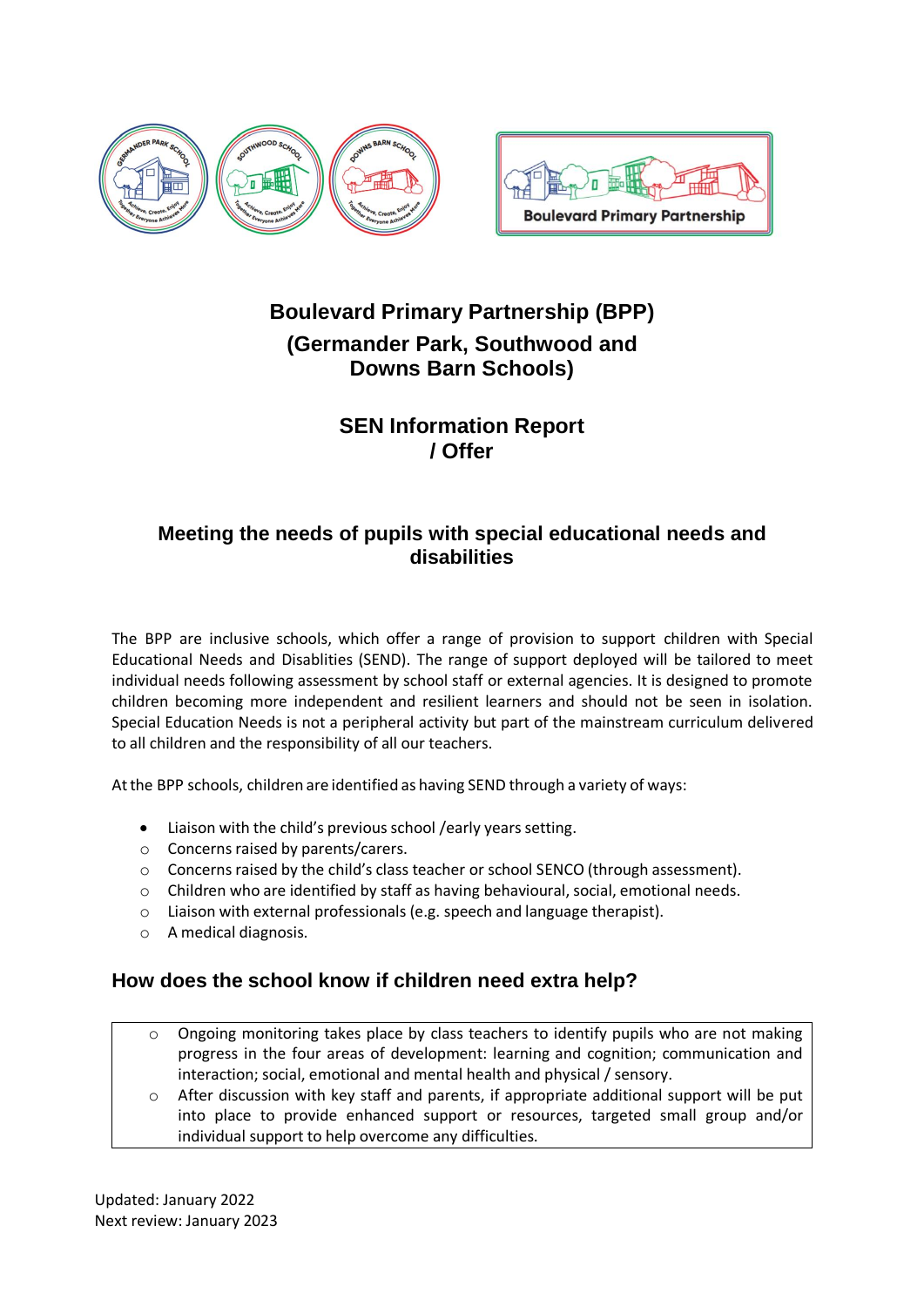# Boulevard Primary Partnership (BPP)

# (Germander Park, Southwood and Downs Barn Schools)

## SEN Information Report / Offer

### Meeting the needs of pupils with special educational needs and disabilities

The BPP are inclusive schools, which offer a range of provision to support children with Special Educational Needs and Disablities (SEND). The range of support deployed will be tailored to meet individual needs following assessment by school staff or external agencies. It is designed to promote children becoming more independent and resilient learners and should not be seen in isolation. Special Education Needs is not a peripheral activity but part of the mainstream curriculum delivered to all children and the responsibility of all our teachers.

At the BPP schools, children are identified as having SEND through a variety of ways:

- Liaison with the child's previous school /early years setting.
- Concerns raised by parents/carers.
- Concerns raised by the child's class teacher or school SENCO (through assessment).
- Children who are identified by staff as having behavioural, social, emotional needs.
- Liaison with external professionals (e.g. speech and language therapist).
- A medical diagnosis.

## How does the school know if children need extra help?

- Ongoing monitoring takes place by class teachers to identify pupils who are not making progress in the four areas of development: learning and cognition; communication and interaction; social, emotional and mental health and physical / sensory.
- After discussion with key staff and parents, if appropriate additional support will be put into place to provide enhanced support or resources, targeted small group and/or individual support to help overcome any difficulties.

Updated: January 2022
Next review: January 2023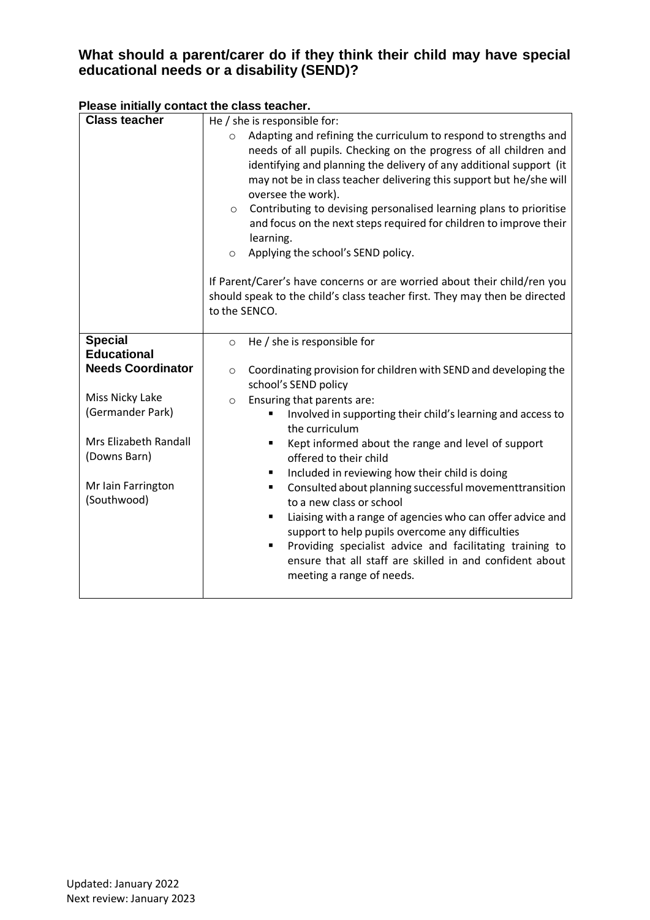## What should a parent/carer do if they think their child may have special educational needs or a disability (SEND)?

**Please initially contact the class teacher.**

| **Class teacher** | He / she is responsible for:<br>○ Adapting and refining the curriculum to respond to strengths and needs of all pupils. Checking on the progress of all children and identifying and planning the delivery of any additional support (it may not be in class teacher delivering this support but he/she will oversee the work).<br>○ Contributing to devising personalised learning plans to prioritise and focus on the next steps required for children to improve their learning.<br>○ Applying the school's SEND policy.<br><br>If Parent/Carer's have concerns or are worried about their child/ren you should speak to the child's class teacher first. They may then be directed to the SENCO. |
|---|---|
| **Special Educational Needs Coordinator**<br><br>Miss Nicky Lake (Germander Park)<br><br>Mrs Elizabeth Randall (Downs Barn)<br><br>Mr Iain Farrington (Southwood) | ○ He / she is responsible for<br><br>○ Coordinating provision for children with SEND and developing the school's SEND policy<br>○ Ensuring that parents are:<br>▪ Involved in supporting their child's learning and access to the curriculum<br>▪ Kept informed about the range and level of support offered to their child<br>▪ Included in reviewing how their child is doing<br>▪ Consulted about planning successful movementtransition to a new class or school<br>▪ Liaising with a range of agencies who can offer advice and support to help pupils overcome any difficulties<br>▪ Providing specialist advice and facilitating training to ensure that all staff are skilled in and confident about meeting a range of needs. |

Updated: January 2022
Next review: January 2023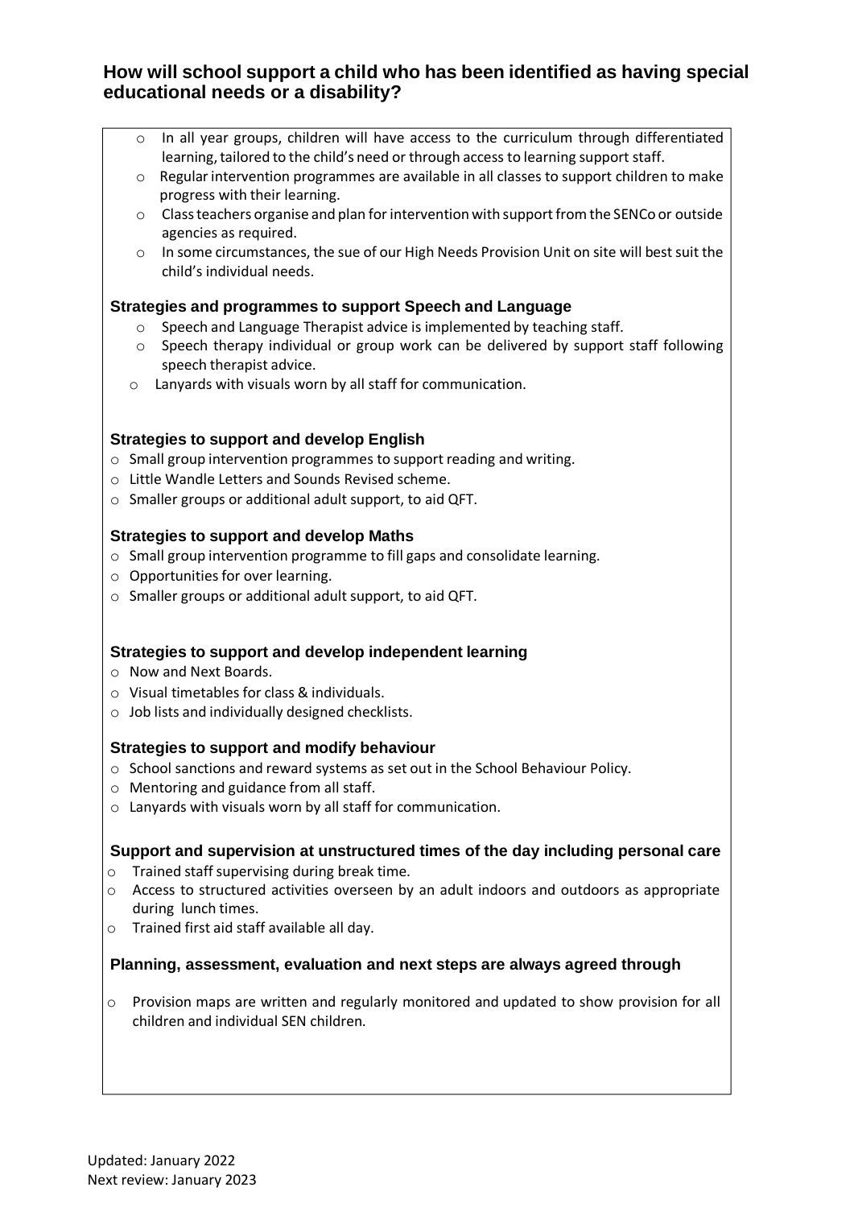## How will school support a child who has been identified as having special educational needs or a disability?

- In all year groups, children will have access to the curriculum through differentiated learning, tailored to the child's need or through access to learning support staff.
- Regular intervention programmes are available in all classes to support children to make progress with their learning.
- Class teachers organise and plan for intervention with support from the SENCo or outside agencies as required.
- In some circumstances, the sue of our High Needs Provision Unit on site will best suit the child's individual needs.

### Strategies and programmes to support Speech and Language

- Speech and Language Therapist advice is implemented by teaching staff.
- Speech therapy individual or group work can be delivered by support staff following speech therapist advice.
- Lanyards with visuals worn by all staff for communication.

### Strategies to support and develop English

- Small group intervention programmes to support reading and writing.
- Little Wandle Letters and Sounds Revised scheme.
- Smaller groups or additional adult support, to aid QFT.

### Strategies to support and develop Maths

- Small group intervention programme to fill gaps and consolidate learning.
- Opportunities for over learning.
- Smaller groups or additional adult support, to aid QFT.

### Strategies to support and develop independent learning

- Now and Next Boards.
- Visual timetables for class & individuals.
- Job lists and individually designed checklists.

### Strategies to support and modify behaviour

- School sanctions and reward systems as set out in the School Behaviour Policy.
- Mentoring and guidance from all staff.
- Lanyards with visuals worn by all staff for communication.

### Support and supervision at unstructured times of the day including personal care

- Trained staff supervising during break time.
- Access to structured activities overseen by an adult indoors and outdoors as appropriate during lunch times.
- Trained first aid staff available all day.

### Planning, assessment, evaluation and next steps are always agreed through

- Provision maps are written and regularly monitored and updated to show provision for all children and individual SEN children.

Updated: January 2022
Next review: January 2023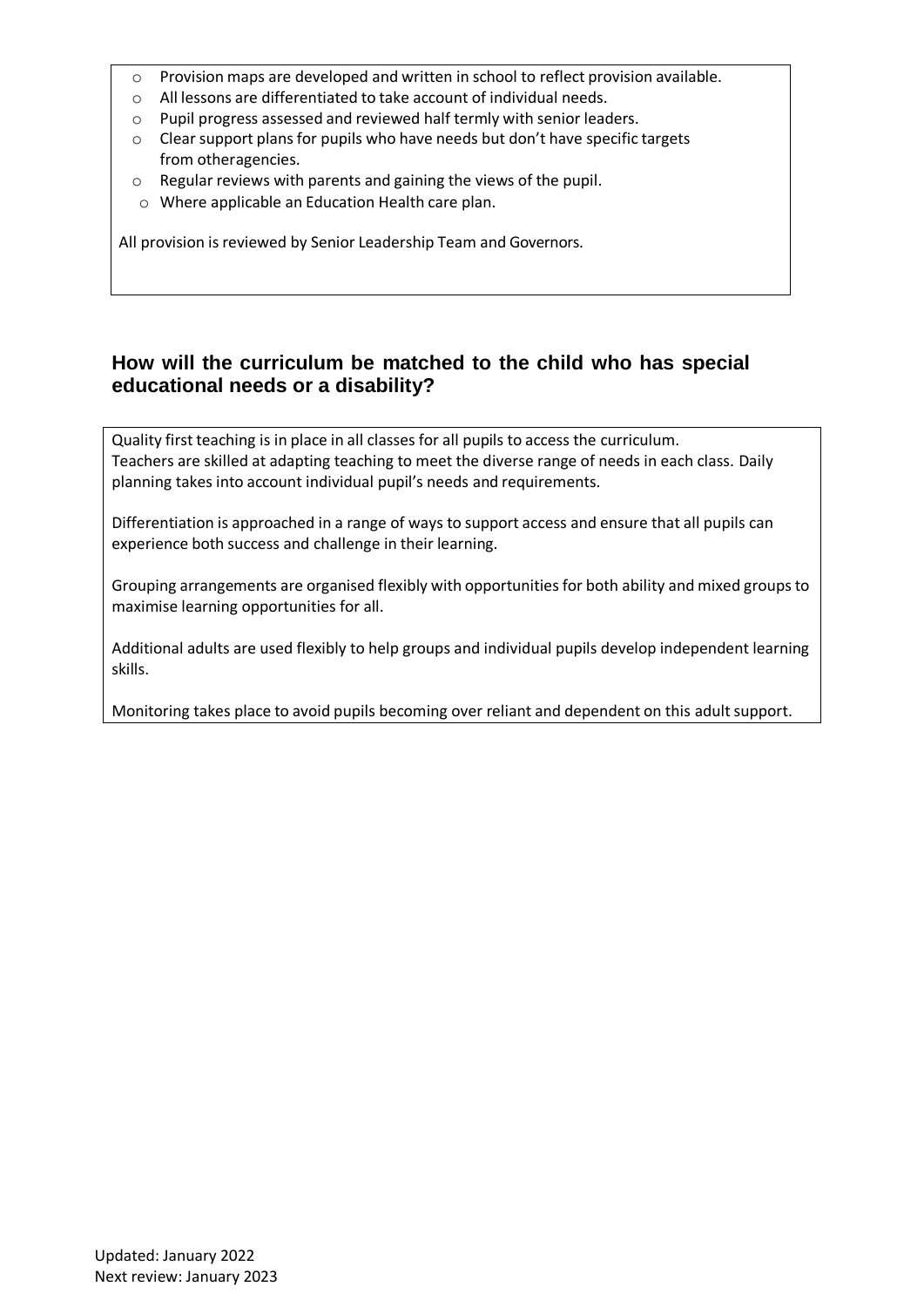- Provision maps are developed and written in school to reflect provision available.
- All lessons are differentiated to take account of individual needs.
- Pupil progress assessed and reviewed half termly with senior leaders.
- Clear support plans for pupils who have needs but don't have specific targets from otheragencies.
- Regular reviews with parents and gaining the views of the pupil.
- Where applicable an Education Health care plan.

All provision is reviewed by Senior Leadership Team and Governors.

## How will the curriculum be matched to the child who has special educational needs or a disability?

Quality first teaching is in place in all classes for all pupils to access the curriculum. Teachers are skilled at adapting teaching to meet the diverse range of needs in each class. Daily planning takes into account individual pupil's needs and requirements.

Differentiation is approached in a range of ways to support access and ensure that all pupils can experience both success and challenge in their learning.

Grouping arrangements are organised flexibly with opportunities for both ability and mixed groups to maximise learning opportunities for all.

Additional adults are used flexibly to help groups and individual pupils develop independent learning skills.

Monitoring takes place to avoid pupils becoming over reliant and dependent on this adult support.

Updated: January 2022
Next review: January 2023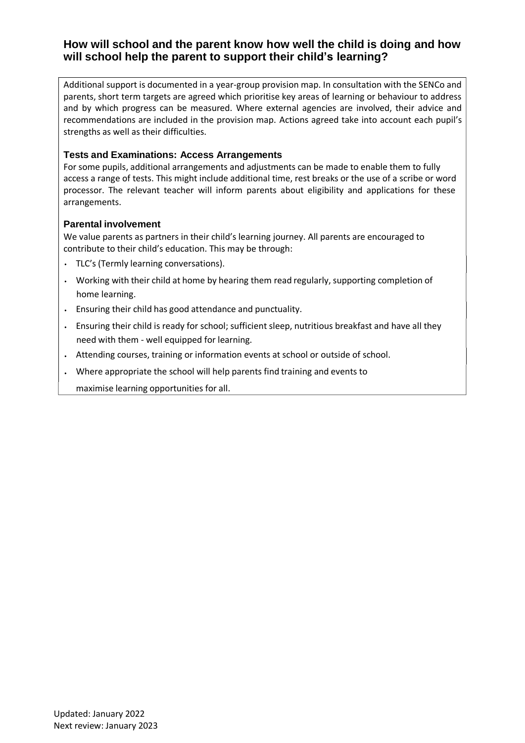## How will school and the parent know how well the child is doing and how will school help the parent to support their child's learning?

Additional support is documented in a year-group provision map. In consultation with the SENCo and parents, short term targets are agreed which prioritise key areas of learning or behaviour to address and by which progress can be measured. Where external agencies are involved, their advice and recommendations are included in the provision map. Actions agreed take into account each pupil's strengths as well as their difficulties.

### Tests and Examinations: Access Arrangements

For some pupils, additional arrangements and adjustments can be made to enable them to fully access a range of tests. This might include additional time, rest breaks or the use of a scribe or word processor. The relevant teacher will inform parents about eligibility and applications for these arrangements.

### Parental involvement

We value parents as partners in their child's learning journey. All parents are encouraged to contribute to their child's education. This may be through:

- TLC's (Termly learning conversations).
- Working with their child at home by hearing them read regularly, supporting completion of home learning.
- Ensuring their child has good attendance and punctuality.
- Ensuring their child is ready for school; sufficient sleep, nutritious breakfast and have all they need with them - well equipped for learning.
- Attending courses, training or information events at school or outside of school.
- Where appropriate the school will help parents find training and events to maximise learning opportunities for all.

Updated: January 2022
Next review: January 2023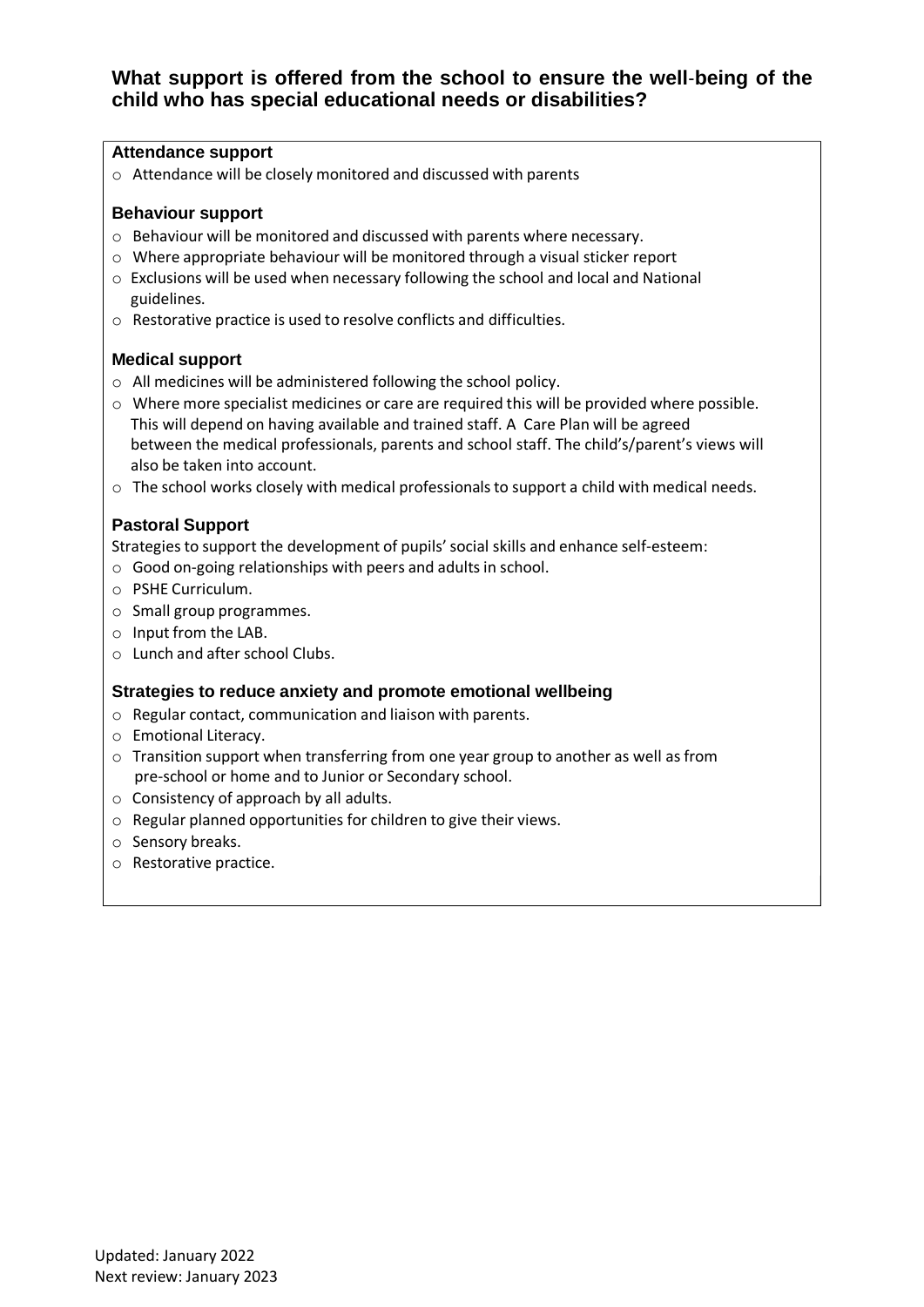## What support is offered from the school to ensure the well-being of the child who has special educational needs or disabilities?

**Attendance support**

- Attendance will be closely monitored and discussed with parents

**Behaviour support**

- Behaviour will be monitored and discussed with parents where necessary.
- Where appropriate behaviour will be monitored through a visual sticker report
- Exclusions will be used when necessary following the school and local and National guidelines.
- Restorative practice is used to resolve conflicts and difficulties.

**Medical support**

- All medicines will be administered following the school policy.
- Where more specialist medicines or care are required this will be provided where possible. This will depend on having available and trained staff. A Care Plan will be agreed between the medical professionals, parents and school staff. The child's/parent's views will also be taken into account.
- The school works closely with medical professionals to support a child with medical needs.

**Pastoral Support**

Strategies to support the development of pupils' social skills and enhance self-esteem:

- Good on-going relationships with peers and adults in school.
- PSHE Curriculum.
- Small group programmes.
- Input from the LAB.
- Lunch and after school Clubs.

**Strategies to reduce anxiety and promote emotional wellbeing**

- Regular contact, communication and liaison with parents.
- Emotional Literacy.
- Transition support when transferring from one year group to another as well as from pre-school or home and to Junior or Secondary school.
- Consistency of approach by all adults.
- Regular planned opportunities for children to give their views.
- Sensory breaks.
- Restorative practice.

Updated: January 2022
Next review: January 2023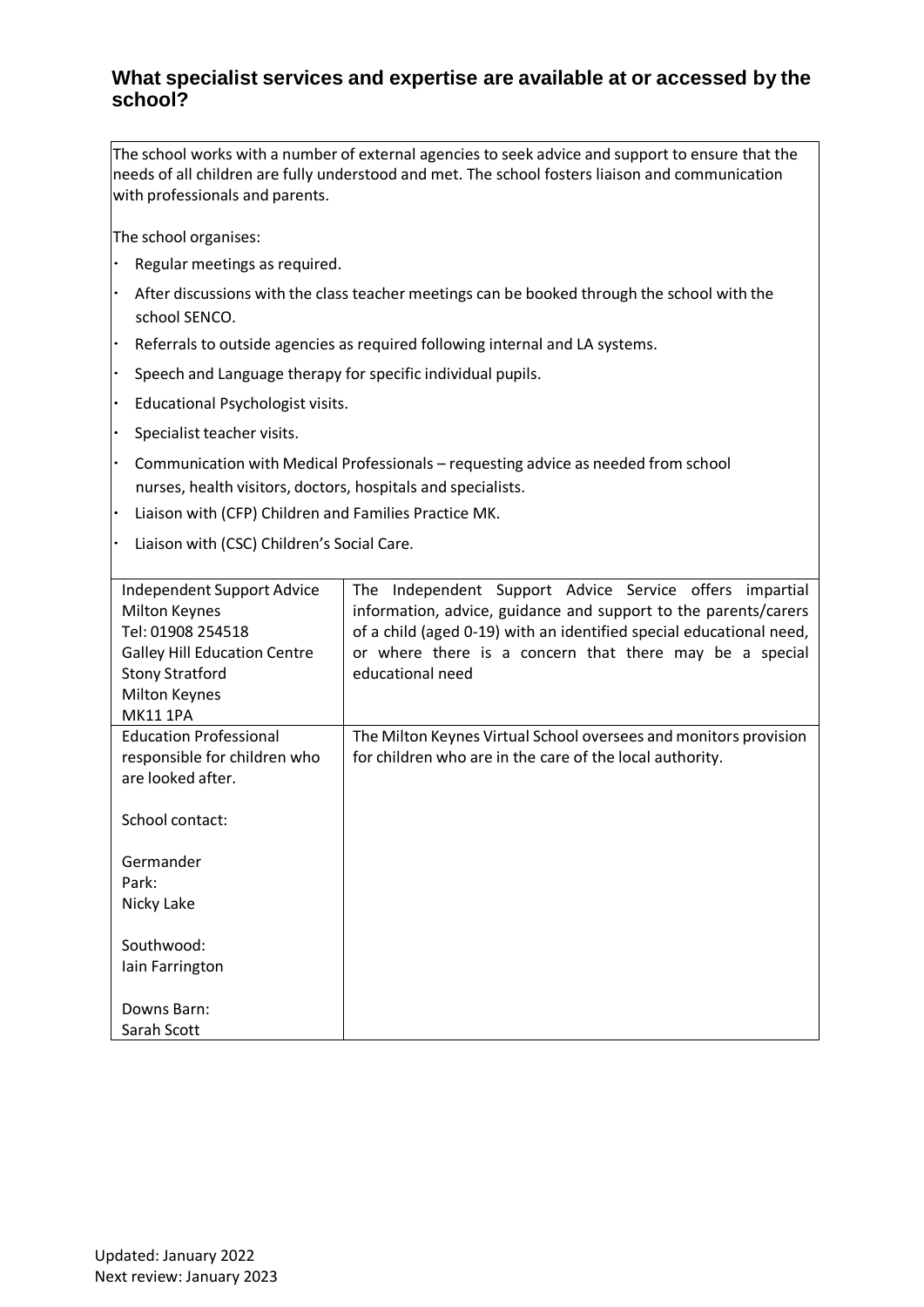## What specialist services and expertise are available at or accessed by the school?

The school works with a number of external agencies to seek advice and support to ensure that the needs of all children are fully understood and met. The school fosters liaison and communication with professionals and parents.

The school organises:

- Regular meetings as required.
- After discussions with the class teacher meetings can be booked through the school with the school SENCO.
- Referrals to outside agencies as required following internal and LA systems.
- Speech and Language therapy for specific individual pupils.
- Educational Psychologist visits.
- Specialist teacher visits.
- Communication with Medical Professionals – requesting advice as needed from school nurses, health visitors, doctors, hospitals and specialists.
- Liaison with (CFP) Children and Families Practice MK.
- Liaison with (CSC) Children's Social Care.

| | |
|---|---|
| Independent Support Advice Milton Keynes<br>Tel: 01908 254518<br>Galley Hill Education Centre<br>Stony Stratford<br>Milton Keynes<br>MK11 1PA | The Independent Support Advice Service offers impartial information, advice, guidance and support to the parents/carers of a child (aged 0-19) with an identified special educational need, or where there is a concern that there may be a special educational need |
| Education Professional responsible for children who are looked after.<br><br>School contact:<br><br>Germander Park:<br>Nicky Lake<br><br>Southwood:<br>Iain Farrington<br><br>Downs Barn:<br>Sarah Scott | The Milton Keynes Virtual School oversees and monitors provision for children who are in the care of the local authority. |

Updated: January 2022
Next review: January 2023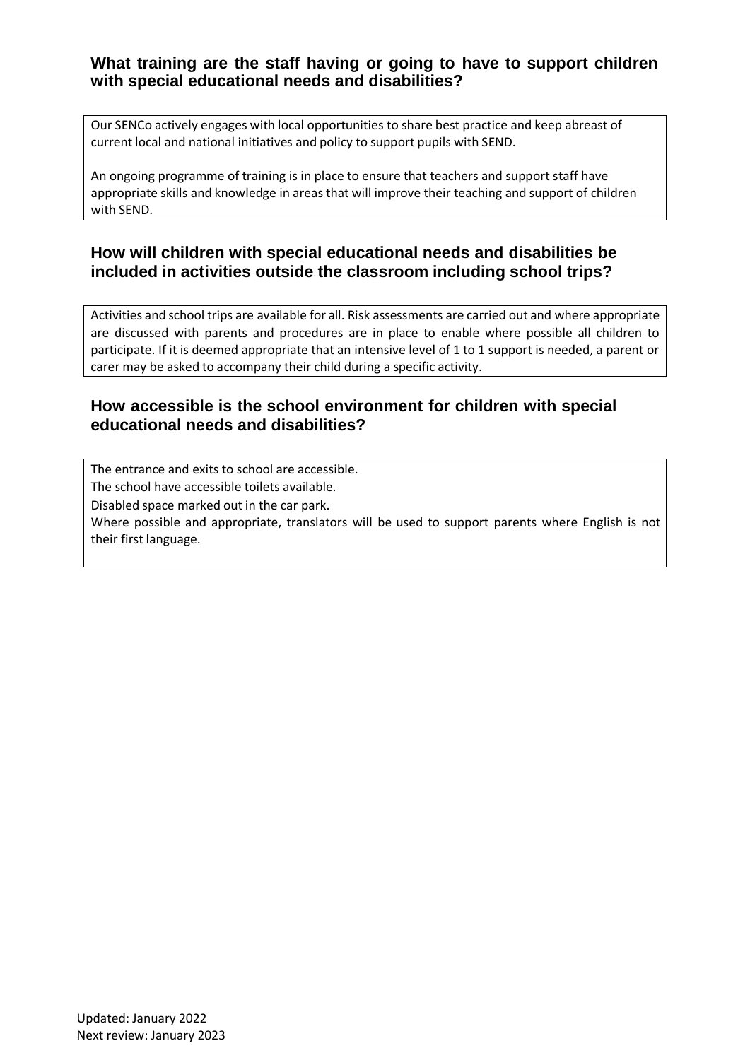## What training are the staff having or going to have to support children with special educational needs and disabilities?

Our SENCo actively engages with local opportunities to share best practice and keep abreast of current local and national initiatives and policy to support pupils with SEND.

An ongoing programme of training is in place to ensure that teachers and support staff have appropriate skills and knowledge in areas that will improve their teaching and support of children with SEND.

## How will children with special educational needs and disabilities be included in activities outside the classroom including school trips?

Activities and school trips are available for all. Risk assessments are carried out and where appropriate are discussed with parents and procedures are in place to enable where possible all children to participate. If it is deemed appropriate that an intensive level of 1 to 1 support is needed, a parent or carer may be asked to accompany their child during a specific activity.

## How accessible is the school environment for children with special educational needs and disabilities?

The entrance and exits to school are accessible.

The school have accessible toilets available.

Disabled space marked out in the car park.

Where possible and appropriate, translators will be used to support parents where English is not their first language.

Updated: January 2022
Next review: January 2023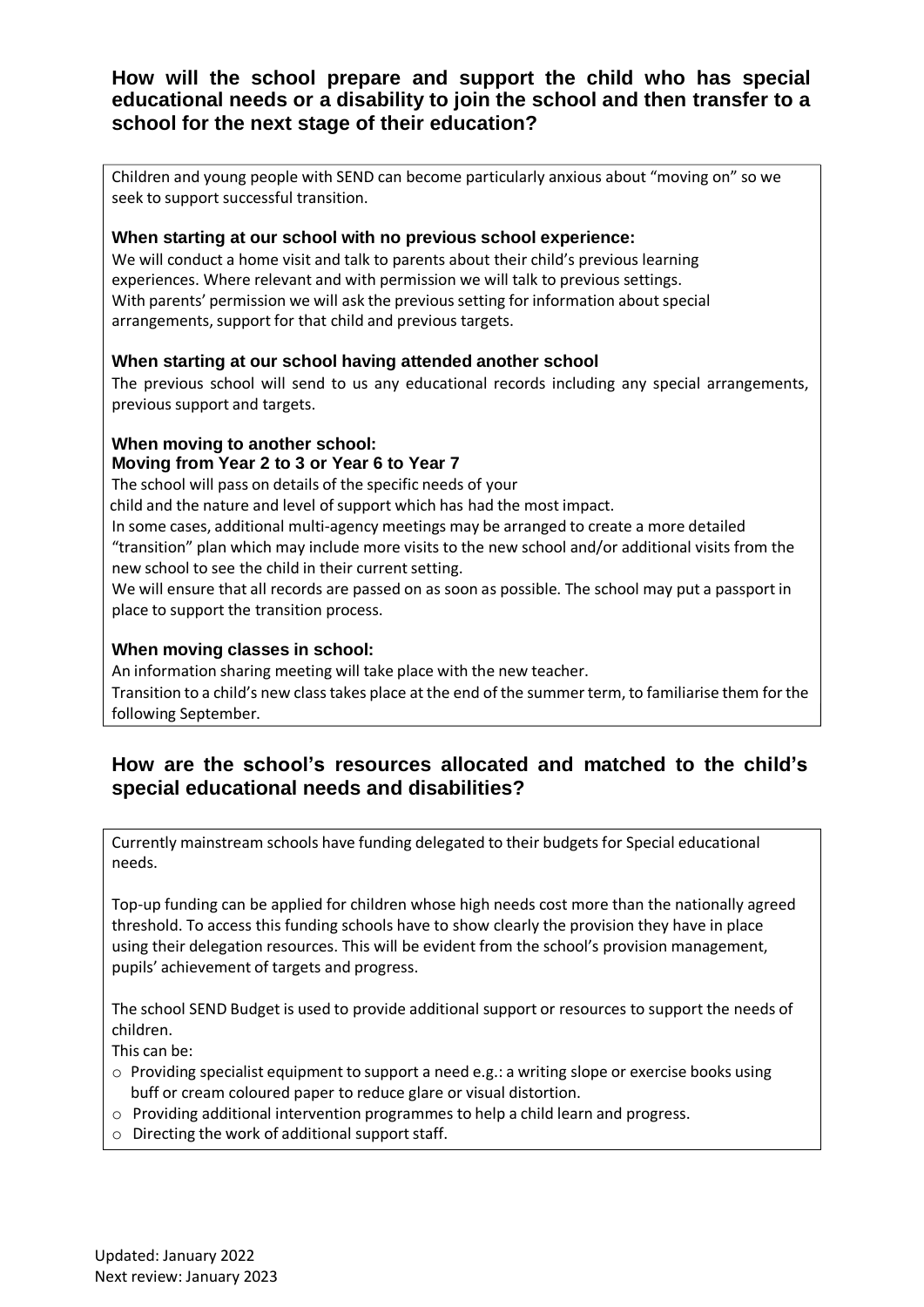## How will the school prepare and support the child who has special educational needs or a disability to join the school and then transfer to a school for the next stage of their education?

Children and young people with SEND can become particularly anxious about "moving on" so we seek to support successful transition.

**When starting at our school with no previous school experience:**

We will conduct a home visit and talk to parents about their child's previous learning experiences. Where relevant and with permission we will talk to previous settings. With parents' permission we will ask the previous setting for information about special arrangements, support for that child and previous targets.

**When starting at our school having attended another school**

The previous school will send to us any educational records including any special arrangements, previous support and targets.

**When moving to another school:**
**Moving from Year 2 to 3 or Year 6 to Year 7**

The school will pass on details of the specific needs of your child and the nature and level of support which has had the most impact.

In some cases, additional multi-agency meetings may be arranged to create a more detailed "transition" plan which may include more visits to the new school and/or additional visits from the new school to see the child in their current setting.

We will ensure that all records are passed on as soon as possible. The school may put a passport in place to support the transition process.

**When moving classes in school:**

An information sharing meeting will take place with the new teacher.

Transition to a child's new class takes place at the end of the summer term, to familiarise them for the following September.

## How are the school's resources allocated and matched to the child's special educational needs and disabilities?

Currently mainstream schools have funding delegated to their budgets for Special educational needs.

Top-up funding can be applied for children whose high needs cost more than the nationally agreed threshold. To access this funding schools have to show clearly the provision they have in place using their delegation resources. This will be evident from the school's provision management, pupils' achievement of targets and progress.

The school SEND Budget is used to provide additional support or resources to support the needs of children.

This can be:

- Providing specialist equipment to support a need e.g.: a writing slope or exercise books using buff or cream coloured paper to reduce glare or visual distortion.
- Providing additional intervention programmes to help a child learn and progress.
- Directing the work of additional support staff.

Updated: January 2022
Next review: January 2023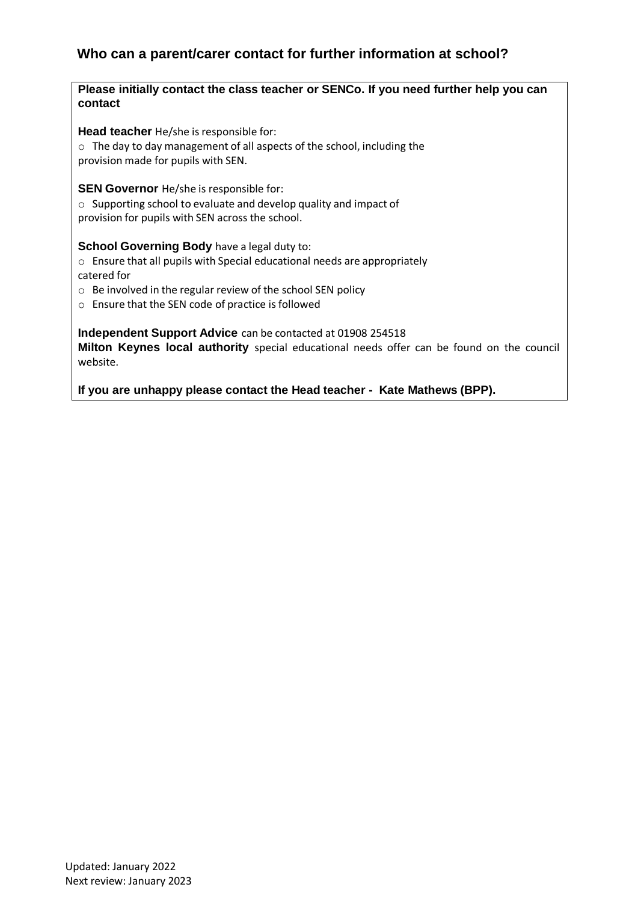## Who can a parent/carer contact for further information at school?

**Please initially contact the class teacher or SENCo. If you need further help you can contact**

**Head teacher** He/she is responsible for:

- The day to day management of all aspects of the school, including the provision made for pupils with SEN.

**SEN Governor** He/she is responsible for:

- Supporting school to evaluate and develop quality and impact of provision for pupils with SEN across the school.

**School Governing Body** have a legal duty to:

- Ensure that all pupils with Special educational needs are appropriately catered for
- Be involved in the regular review of the school SEN policy
- Ensure that the SEN code of practice is followed

**Independent Support Advice** can be contacted at 01908 254518

**Milton Keynes local authority** special educational needs offer can be found on the council website.

**If you are unhappy please contact the Head teacher - Kate Mathews (BPP).**

Updated: January 2022
Next review: January 2023